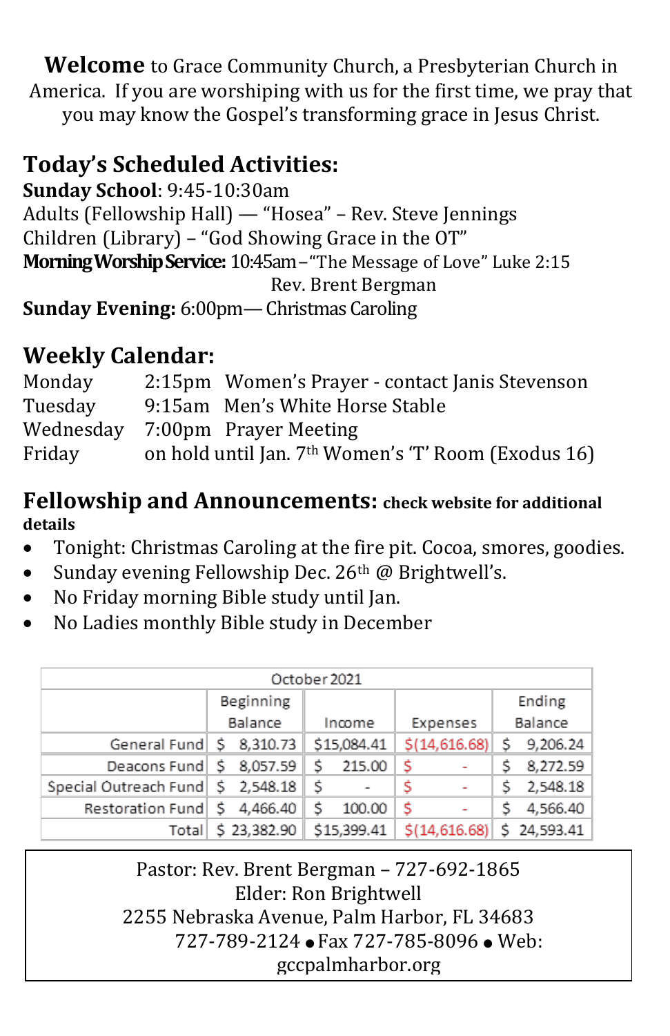**Welcome** to Grace Community Church, a Presbyterian Church in America. If you are worshiping with us for the first time, we pray that you may know the Gospel's transforming grace in Jesus Christ.

## Today's Scheduled Activities:

**Sunday School**: 9:45-10:30am
Adults (Fellowship Hall) — "Hosea" – Rev. Steve Jennings
Children (Library) – "God Showing Grace in the OT"
**Morning Worship Service:** 10:45am – "The Message of Love" Luke 2:15
Rev. Brent Bergman
**Sunday Evening:** 6:00pm— Christmas Caroling

## Weekly Calendar:

| | | |
|---|---|---|
| Monday | 2:15pm | Women's Prayer - contact Janis Stevenson |
| Tuesday | 9:15am | Men's White Horse Stable |
| Wednesday | 7:00pm | Prayer Meeting |
| Friday | on hold until Jan. 7th | Women's 'T' Room (Exodus 16) |

## Fellowship and Announcements: **check website for additional details**

- Tonight: Christmas Caroling at the fire pit. Cocoa, smores, goodies.
- Sunday evening Fellowship Dec. 26th @ Brightwell's.
- No Friday morning Bible study until Jan.
- No Ladies monthly Bible study in December

| October 2021 | | | | |
|---|---|---|---|---|
| | Beginning Balance | Income | Expenses | Ending Balance |
| General Fund | $ 8,310.73 | $15,084.41 | $(14,616.68) | $ 9,206.24 |
| Deacons Fund | $ 8,057.59 | $ 215.00 | $ - | $ 8,272.59 |
| Special Outreach Fund | $ 2,548.18 | $ - | $ - | $ 2,548.18 |
| Restoration Fund | $ 4,466.40 | $ 100.00 | $ - | $ 4,566.40 |
| Total | $ 23,382.90 | $15,399.41 | $(14,616.68) | $ 24,593.41 |

Pastor: Rev. Brent Bergman – 727-692-1865
Elder: Ron Brightwell
2255 Nebraska Avenue, Palm Harbor, FL 34683
727-789-2124 ● Fax 727-785-8096 ● Web: gccpalmharbor.org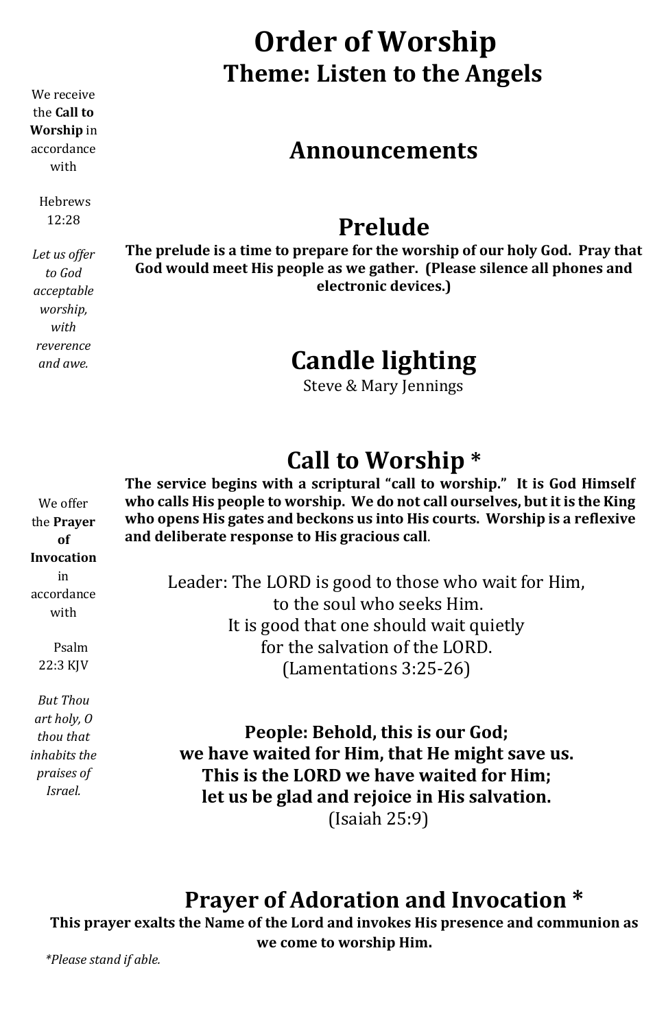# Order of Worship

## Theme: Listen to the Angels

We receive the **Call to Worship** in accordance with

Hebrews 12:28

*Let us offer to God acceptable worship, with reverence and awe.*

## Announcements

## Prelude

**The prelude is a time to prepare for the worship of our holy God. Pray that God would meet His people as we gather. (Please silence all phones and electronic devices.)**

## Candle lighting

Steve & Mary Jennings

## Call to Worship *

**The service begins with a scriptural "call to worship." It is God Himself who calls His people to worship. We do not call ourselves, but it is the King who opens His gates and beckons us into His courts. Worship is a reflexive and deliberate response to His gracious call**.

Leader: The LORD is good to those who wait for Him,
to the soul who seeks Him.
It is good that one should wait quietly
for the salvation of the LORD.
(Lamentations 3:25-26)

**People: Behold, this is our God;**
**we have waited for Him, that He might save us.**
**This is the LORD we have waited for Him;**
**let us be glad and rejoice in His salvation.**
(Isaiah 25:9)

We offer the **Prayer of Invocation** in accordance with

Psalm 22:3 KJV

*But Thou art holy, O thou that inhabits the praises of Israel.*

## Prayer of Adoration and Invocation *

**This prayer exalts the Name of the Lord and invokes His presence and communion as we come to worship Him.**

*\*Please stand if able.*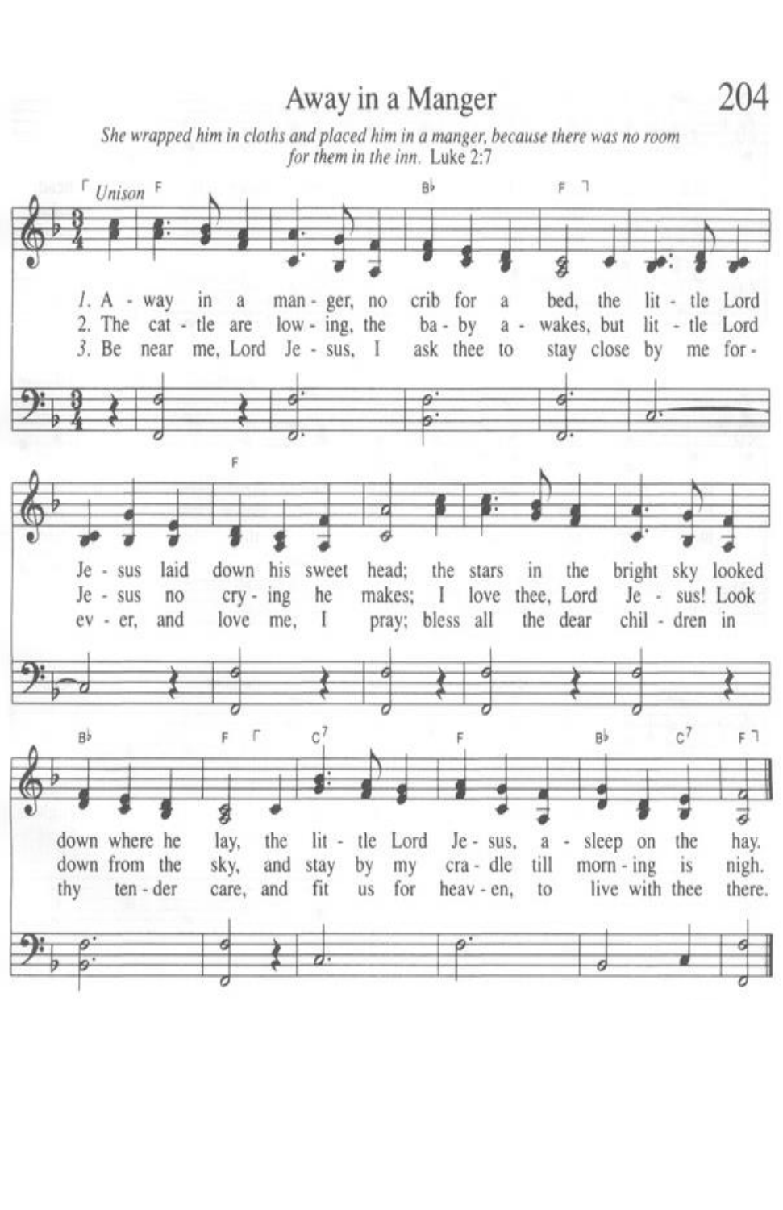# Away in a Manger

*She wrapped him in cloths and placed him in a manger, because there was no room for them in the inn.* Luke 2:7

1. Away in a manger, no crib for a bed, the little Lord Jesus laid down his sweet head; the stars in the bright sky looked down where he lay, the little Lord Jesus, asleep on the hay.

2. The cattle are lowing, the baby awakes, but little Lord Jesus no crying he makes; I love thee, Lord Jesus! Look down from the sky, and stay by my cradle till morning is nigh.

3. Be near me, Lord Jesus, I ask thee to stay close by me forever, and love me, I pray; bless all the dear children in thy tender care, and fit us for heaven, to live with thee there.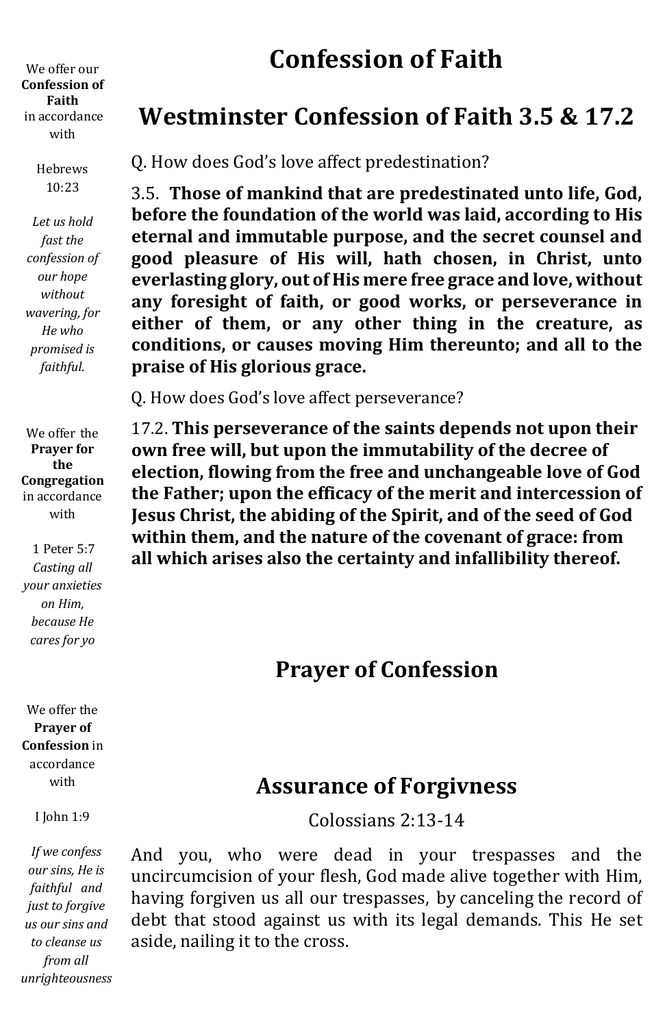# Confession of Faith

We offer our **Confession of Faith** in accordance with

Hebrews 10:23

*Let us hold fast the confession of our hope without wavering, for He who promised is faithful.*

## Westminster Confession of Faith 3.5 & 17.2

Q. How does God's love affect predestination?

3.5. **Those of mankind that are predestinated unto life, God, before the foundation of the world was laid, according to His eternal and immutable purpose, and the secret counsel and good pleasure of His will, hath chosen, in Christ, unto everlasting glory, out of His mere free grace and love, without any foresight of faith, or good works, or perseverance in either of them, or any other thing in the creature, as conditions, or causes moving Him thereunto; and all to the praise of His glorious grace.**

Q. How does God's love affect perseverance?

17.2. **This perseverance of the saints depends not upon their own free will, but upon the immutability of the decree of election, flowing from the free and unchangeable love of God the Father; upon the efficacy of the merit and intercession of Jesus Christ, the abiding of the Spirit, and of the seed of God within them, and the nature of the covenant of grace: from all which arises also the certainty and infallibility thereof.**

We offer the **Prayer for the Congregation** in accordance with

1 Peter 5:7
*Casting all your anxieties on Him, because He cares for yo*

## Prayer of Confession

We offer the **Prayer of Confession** in accordance with

I John 1:9

*If we confess our sins, He is faithful and just to forgive us our sins and to cleanse us from all unrighteousness*

## Assurance of Forgivness

Colossians 2:13-14

And you, who were dead in your trespasses and the uncircumcision of your flesh, God made alive together with Him, having forgiven us all our trespasses, by canceling the record of debt that stood against us with its legal demands. This He set aside, nailing it to the cross.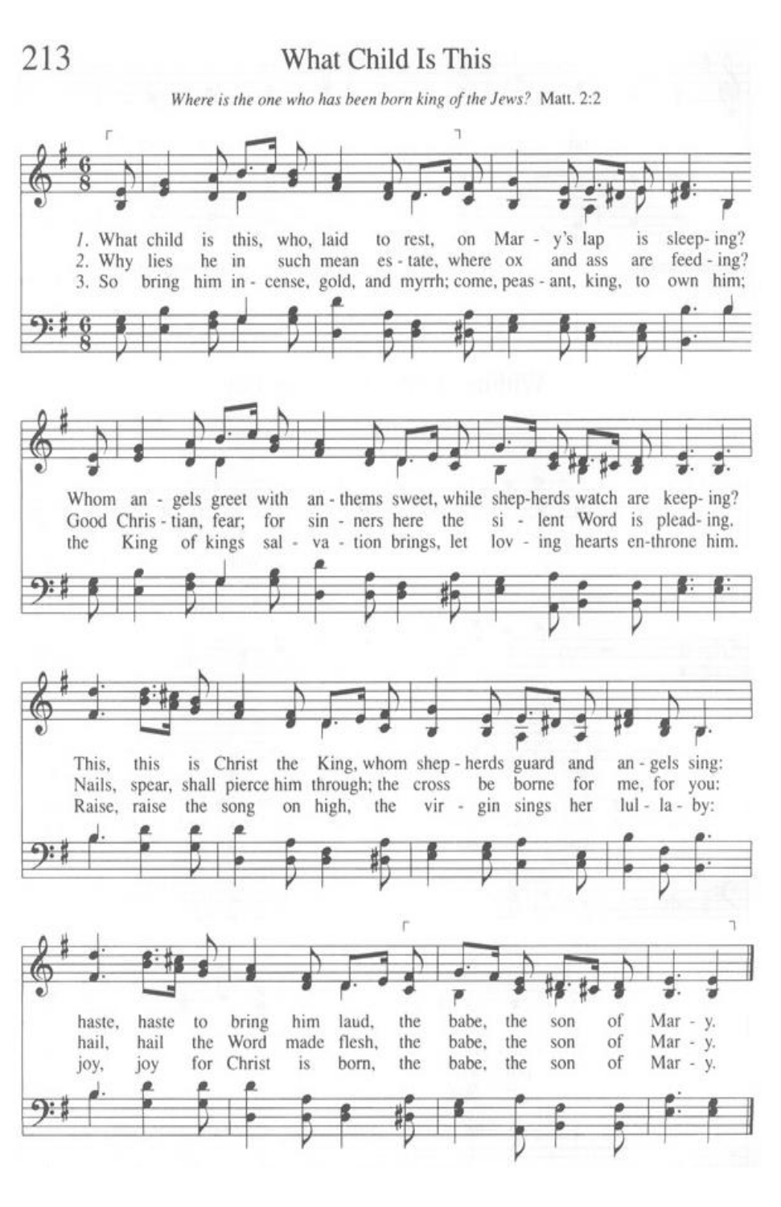# What Child Is This

*Where is the one who has been born king of the Jews?* Matt. 2:2

1. What child is this, who, laid to rest, on Mary's lap is sleeping?
Whom angels greet with anthems sweet, while shepherds watch are keeping?
This, this is Christ the King, whom shepherds guard and angels sing:
haste, haste to bring him laud, the babe, the son of Mary.

2. Why lies he in such mean estate, where ox and ass are feeding?
Good Christian, fear; for sinners here the silent Word is pleading.
Nails, spear, shall pierce him through; the cross be borne for me, for you:
hail, hail the Word made flesh, the babe, the son of Mary.

3. So bring him incense, gold, and myrrh; come, peasant, king, to own him;
the King of kings salvation brings, let loving hearts enthrone him.
Raise, raise the song on high, the virgin sings her lullaby:
joy, joy for Christ is born, the babe, the son of Mary.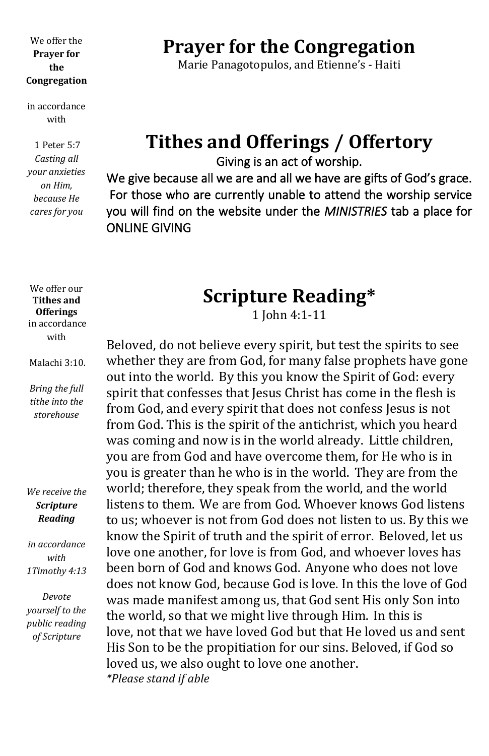We offer the **Prayer for the Congregation**

in accordance with

1 Peter 5:7
*Casting all your anxieties on Him, because He cares for you*

# Prayer for the Congregation

Marie Panagotopulos, and Etienne's - Haiti

# Tithes and Offerings / Offertory

Giving is an act of worship.

We give because all we are and all we have are gifts of God's grace. For those who are currently unable to attend the worship service you will find on the website under the *MINISTRIES* tab a place for ONLINE GIVING

We offer our **Tithes and Offerings** in accordance with

Malachi 3:10.

*Bring the full tithe into the storehouse*

*We receive the **Scripture Reading***

*in accordance with 1Timothy 4:13*

*Devote yourself to the public reading of Scripture*

# Scripture Reading*

1 John 4:1-11

Beloved, do not believe every spirit, but test the spirits to see whether they are from God, for many false prophets have gone out into the world. By this you know the Spirit of God: every spirit that confesses that Jesus Christ has come in the flesh is from God, and every spirit that does not confess Jesus is not from God. This is the spirit of the antichrist, which you heard was coming and now is in the world already. Little children, you are from God and have overcome them, for He who is in you is greater than he who is in the world. They are from the world; therefore, they speak from the world, and the world listens to them. We are from God. Whoever knows God listens to us; whoever is not from God does not listen to us. By this we know the Spirit of truth and the spirit of error. Beloved, let us love one another, for love is from God, and whoever loves has been born of God and knows God. Anyone who does not love does not know God, because God is love. In this the love of God was made manifest among us, that God sent His only Son into the world, so that we might live through Him. In this is love, not that we have loved God but that He loved us and sent His Son to be the propitiation for our sins. Beloved, if God so loved us, we also ought to love one another.

**Please stand if able*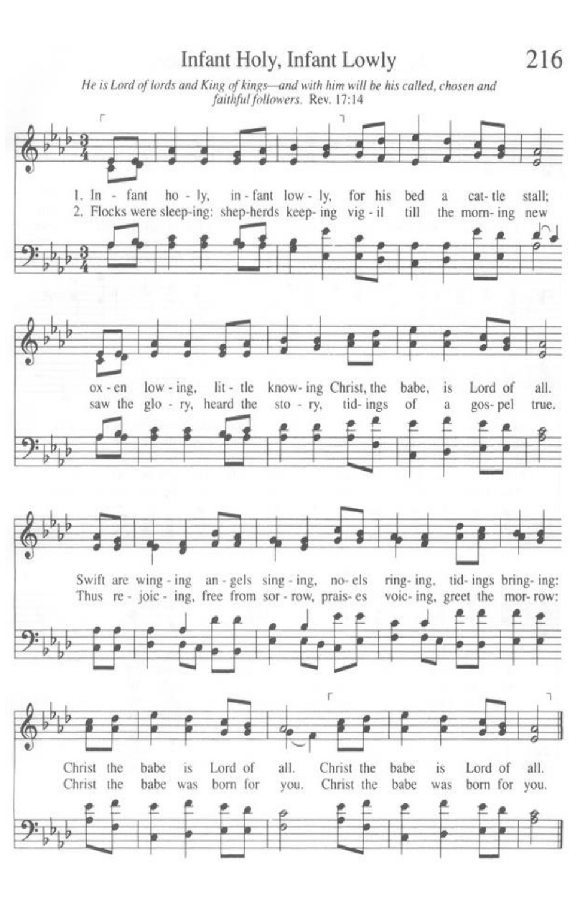# Infant Holy, Infant Lowly

*He is Lord of lords and King of kings—and with him will be his called, chosen and faithful followers.* Rev. 17:14

1. In - fant ho - ly, in - fant low - ly, for his bed a cat - tle stall; ox - en low - ing, lit - tle know - ing Christ, the babe, is Lord of all. Swift are wing - ing an - gels sing - ing, no - els ring - ing, tid - ings bring - ing: Christ the babe is Lord of all. Christ the babe is Lord of all.

2. Flocks were sleep - ing: shep - herds keep - ing vig - il till the morn - ing new saw the glo - ry, heard the sto - ry, tid - ings of a gos - pel true. Thus re - joic - ing, free from sor - row, prais - es voic - ing, greet the mor - row: Christ the babe was born for you. Christ the babe was born for you.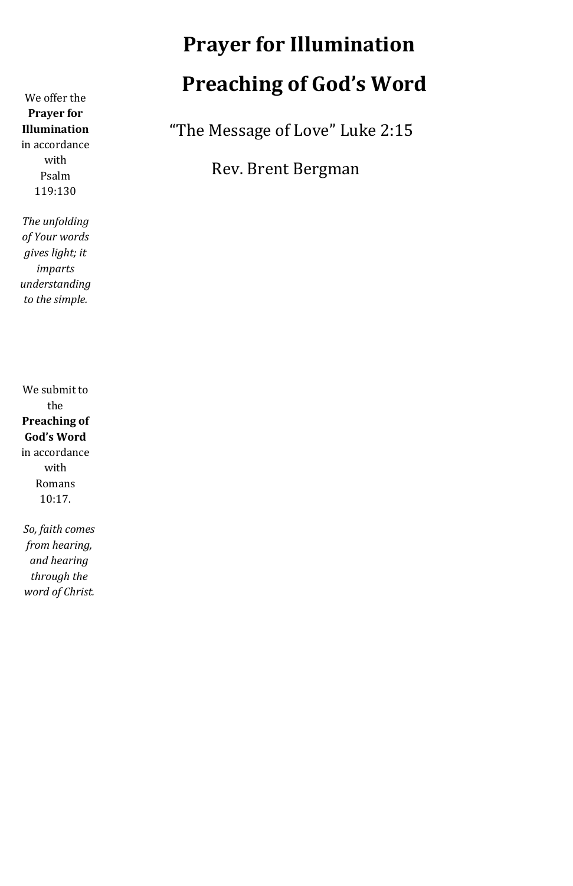## Prayer for Illumination

We offer the **Prayer for Illumination** in accordance with Psalm 119:130

*The unfolding of Your words gives light; it imparts understanding to the simple.*

## Preaching of God's Word

We submit to the **Preaching of God's Word** in accordance with Romans 10:17.

*So, faith comes from hearing, and hearing through the word of Christ.*

"The Message of Love" Luke 2:15

Rev. Brent Bergman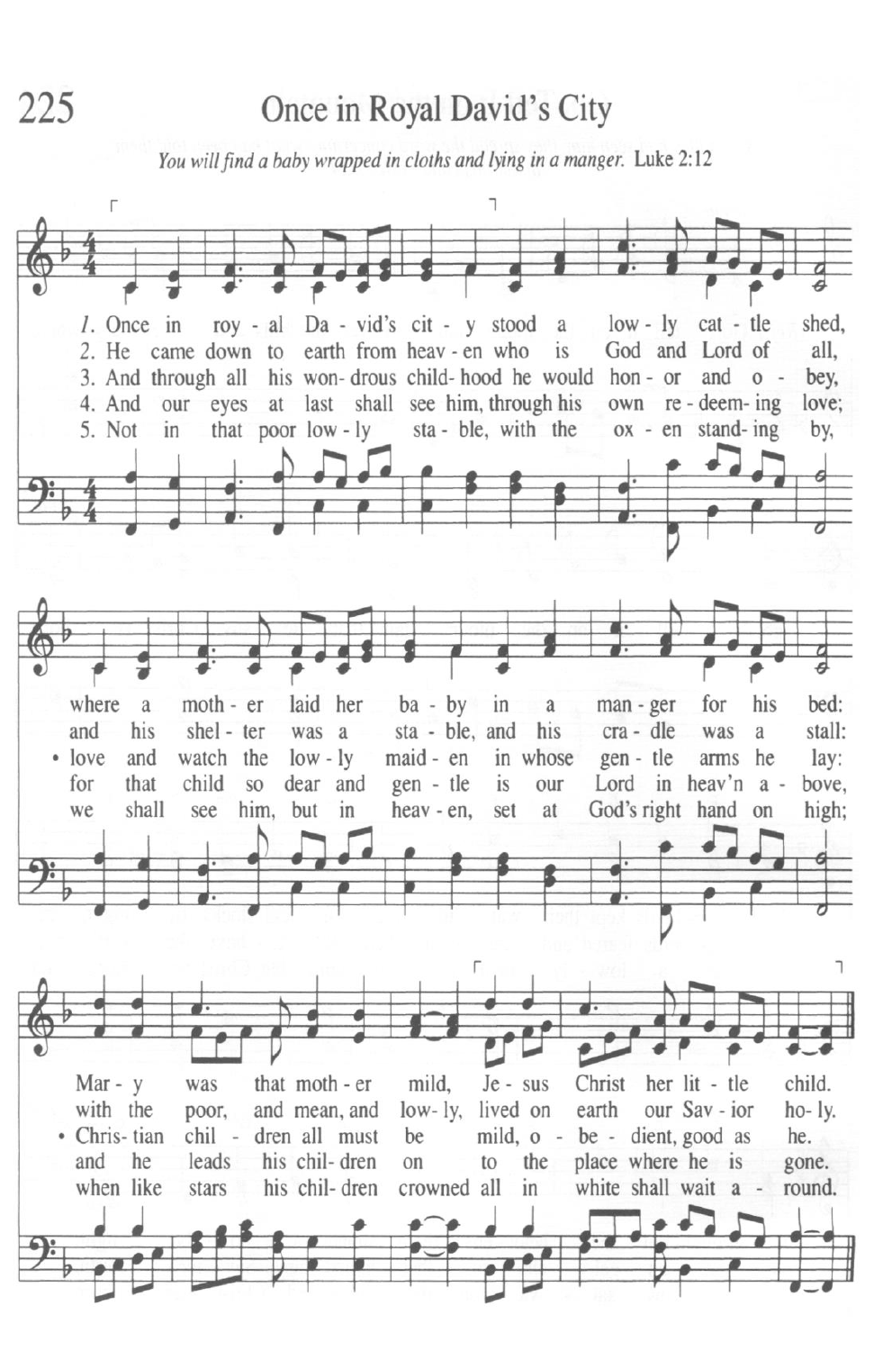# 225 Once in Royal David's City

*You will find a baby wrapped in cloths and lying in a manger.* Luke 2:12

1. Once in royal David's city stood a lowly cattle shed, where a mother laid her baby in a manger for his bed: Mary was that mother mild, Jesus Christ her little child.

2. He came down to earth from heaven who is God and Lord of all, and his shelter was a stable, and his cradle was a stall: with the poor, and mean, and lowly, lived on earth our Savior holy.

3. And through all his wondrous childhood he would honor and obey, love and watch the lowly maiden in whose gentle arms he lay: Christian children all must be mild, obedient, good as he.

4. And our eyes at last shall see him, through his own redeeming love; for that child so dear and gentle is our Lord in heav'n above, and he leads his children on to the place where he is gone.

5. Not in that poor lowly stable, with the oxen standing by, we shall see him, but in heaven, set at God's right hand on high; when like stars his children crowned all in white shall wait around.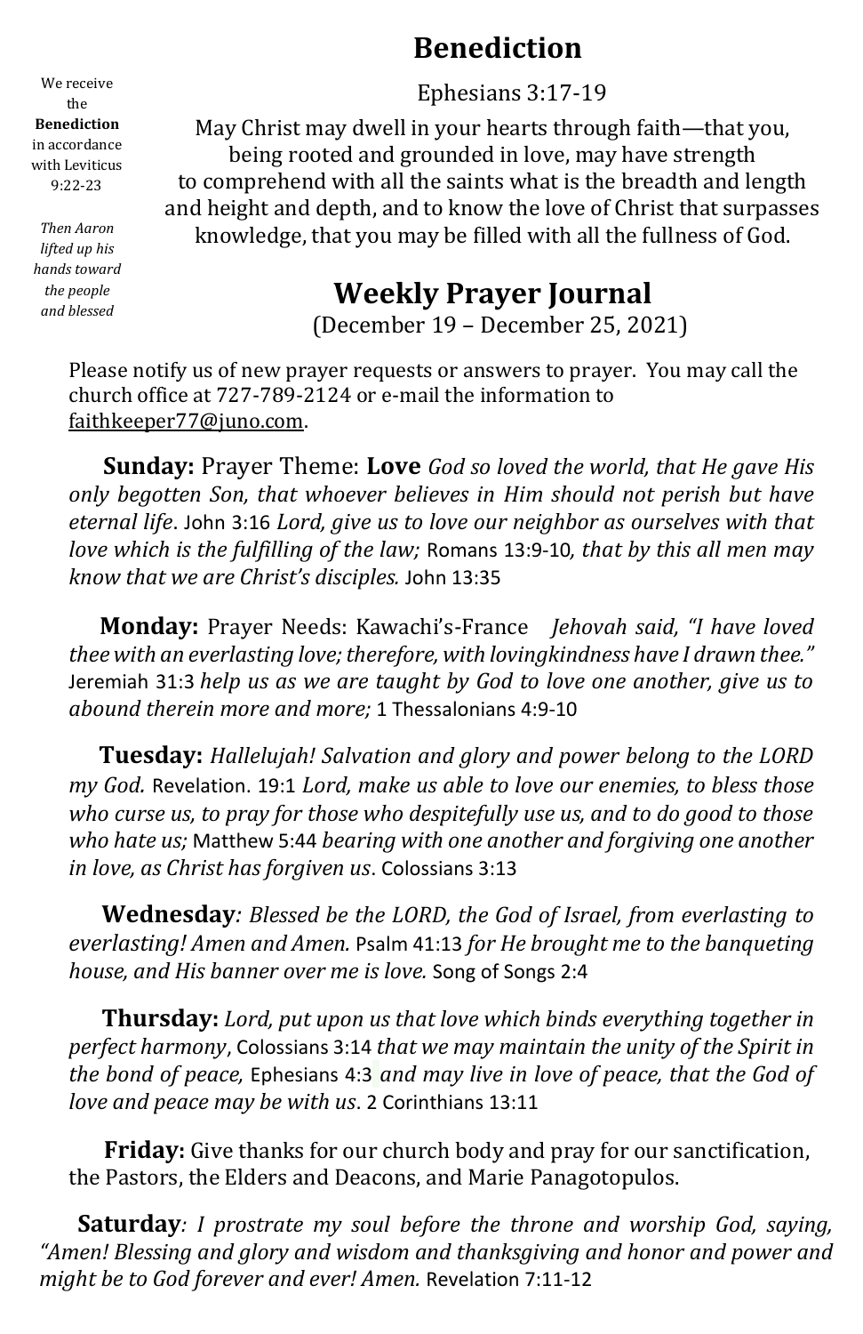## Benediction

We receive the **Benediction** in accordance with Leviticus 9:22-23

*Then Aaron lifted up his hands toward the people and blessed*

Ephesians 3:17-19

May Christ may dwell in your hearts through faith—that you, being rooted and grounded in love, may have strength to comprehend with all the saints what is the breadth and length and height and depth, and to know the love of Christ that surpasses knowledge, that you may be filled with all the fullness of God.

## Weekly Prayer Journal

(December 19 – December 25, 2021)

Please notify us of new prayer requests or answers to prayer. You may call the church office at 727-789-2124 or e-mail the information to faithkeeper77@juno.com.

**Sunday:** Prayer Theme: **Love** *God so loved the world, that He gave His only begotten Son, that whoever believes in Him should not perish but have eternal life*. John 3:16 *Lord, give us to love our neighbor as ourselves with that love which is the fulfilling of the law;* Romans 13:9-10*, that by this all men may know that we are Christ's disciples.* John 13:35

**Monday:** Prayer Needs: Kawachi's-France *Jehovah said, "I have loved thee with an everlasting love; therefore, with lovingkindness have I drawn thee."* Jeremiah 31:3 *help us as we are taught by God to love one another, give us to abound therein more and more;* 1 Thessalonians 4:9-10

**Tuesday:** *Hallelujah! Salvation and glory and power belong to the LORD my God.* Revelation. 19:1 *Lord, make us able to love our enemies, to bless those who curse us, to pray for those who despitefully use us, and to do good to those who hate us;* Matthew 5:44 *bearing with one another and forgiving one another in love, as Christ has forgiven us*. Colossians 3:13

**Wednesday***: Blessed be the LORD, the God of Israel, from everlasting to everlasting! Amen and Amen.* Psalm 41:13 *for He brought me to the banqueting house, and His banner over me is love.* Song of Songs 2:4

**Thursday:** *Lord, put upon us that love which binds everything together in perfect harmony*, Colossians 3:14 *that we may maintain the unity of the Spirit in the bond of peace,* Ephesians 4:3 *and may live in love of peace, that the God of love and peace may be with us*. 2 Corinthians 13:11

**Friday:** Give thanks for our church body and pray for our sanctification, the Pastors, the Elders and Deacons, and Marie Panagotopulos.

**Saturday***: I prostrate my soul before the throne and worship God, saying, "Amen! Blessing and glory and wisdom and thanksgiving and honor and power and might be to God forever and ever! Amen.* Revelation 7:11-12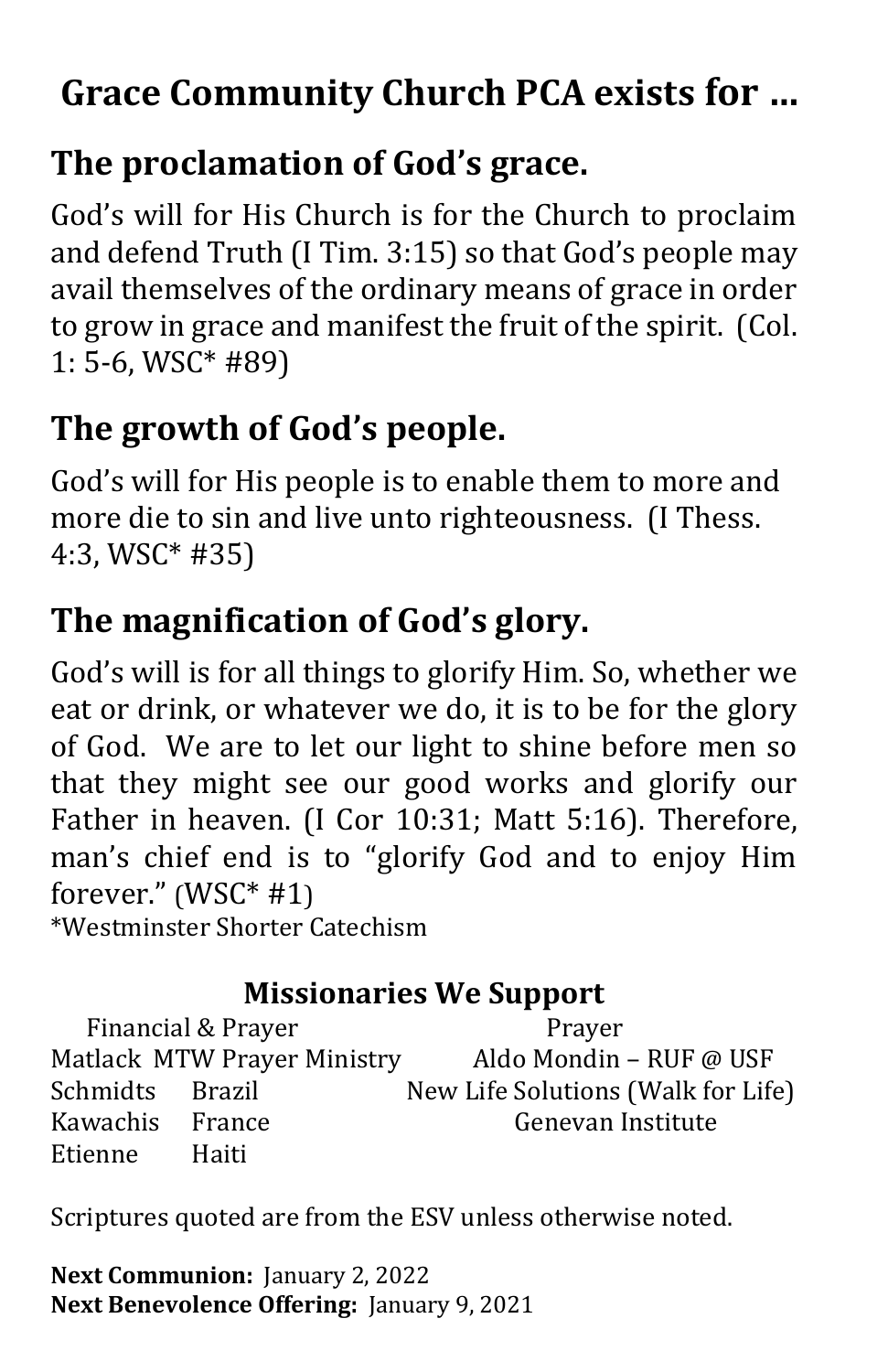# Grace Community Church PCA exists for …

## The proclamation of God's grace.

God's will for His Church is for the Church to proclaim and defend Truth (I Tim. 3:15) so that God's people may avail themselves of the ordinary means of grace in order to grow in grace and manifest the fruit of the spirit. (Col. 1: 5-6, WSC* #89)

## The growth of God's people.

God's will for His people is to enable them to more and more die to sin and live unto righteousness. (I Thess. 4:3, WSC* #35)

## The magnification of God's glory.

God's will is for all things to glorify Him. So, whether we eat or drink, or whatever we do, it is to be for the glory of God. We are to let our light to shine before men so that they might see our good works and glorify our Father in heaven. (I Cor 10:31; Matt 5:16). Therefore, man's chief end is to "glorify God and to enjoy Him forever." (WSC* #1)

*Westminster Shorter Catechism

### Missionaries We Support

| Financial & Prayer | | Prayer |
|---|---|---|
| Matlack | MTW Prayer Ministry | Aldo Mondin – RUF @ USF |
| Schmidts | Brazil | New Life Solutions (Walk for Life) |
| Kawachis | France | Genevan Institute |
| Etienne | Haiti | |

Scriptures quoted are from the ESV unless otherwise noted.

**Next Communion:** January 2, 2022
**Next Benevolence Offering:** January 9, 2021